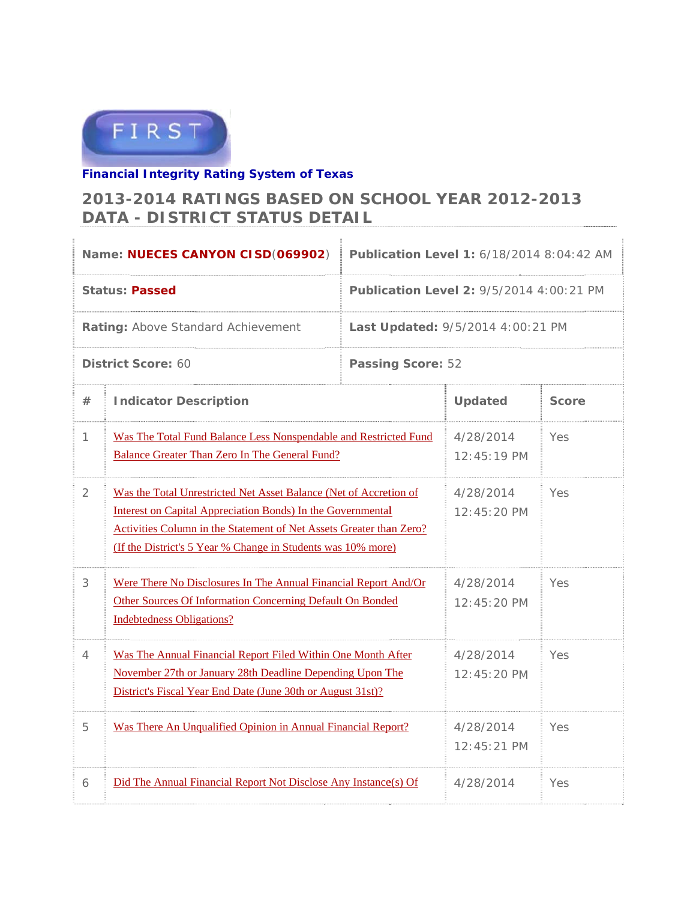FIRST

**Financial Integrity Rating System of Texas**

## 2013-2014 RATINGS BASED ON SCHOOL YEAR 2012-2013 DATA - DISTRICT STATUS DETAIL

| | |
|---|---|
| **Name:** **NUECES CANYON CISD**(**069902**) | **Publication Level 1:** 6/18/2014 8:04:42 AM |
| **Status:** **Passed** | **Publication Level 2:** 9/5/2014 4:00:21 PM |
| **Rating:** Above Standard Achievement | **Last Updated:** 9/5/2014 4:00:21 PM |
| **District Score:** 60 | **Passing Score:** 52 |

| # | Indicator Description | Updated | Score |
|---|---|---|---|
| 1 | Was The Total Fund Balance Less Nonspendable and Restricted Fund Balance Greater Than Zero In The General Fund? | 4/28/2014 12:45:19 PM | Yes |
| 2 | Was the Total Unrestricted Net Asset Balance (Net of Accretion of Interest on Capital Appreciation Bonds) In the Governmental Activities Column in the Statement of Net Assets Greater than Zero? (If the District's 5 Year % Change in Students was 10% more) | 4/28/2014 12:45:20 PM | Yes |
| 3 | Were There No Disclosures In The Annual Financial Report And/Or Other Sources Of Information Concerning Default On Bonded Indebtedness Obligations? | 4/28/2014 12:45:20 PM | Yes |
| 4 | Was The Annual Financial Report Filed Within One Month After November 27th or January 28th Deadline Depending Upon The District's Fiscal Year End Date (June 30th or August 31st)? | 4/28/2014 12:45:20 PM | Yes |
| 5 | Was There An Unqualified Opinion in Annual Financial Report? | 4/28/2014 12:45:21 PM | Yes |
| 6 | Did The Annual Financial Report Not Disclose Any Instance(s) Of | 4/28/2014 | Yes |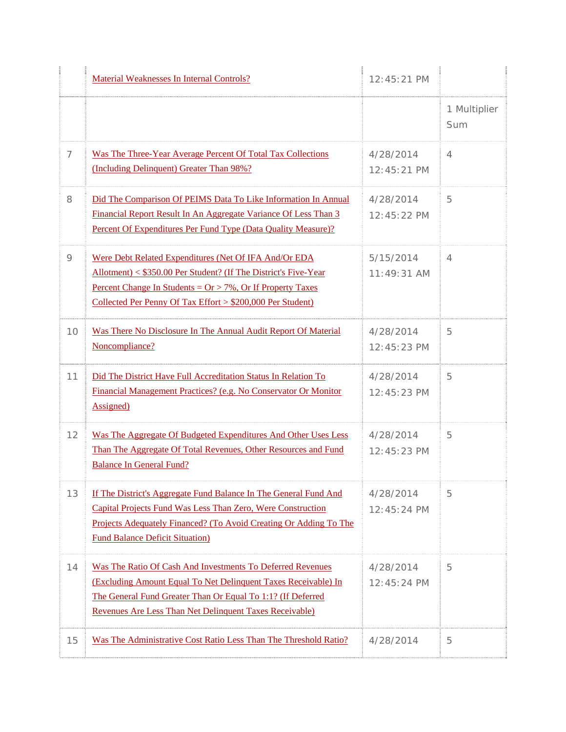| | | | |
|---|---|---|---|
| | Material Weaknesses In Internal Controls? | 12:45:21 PM | |
| | | | 1 Multiplier Sum |
| 7 | Was The Three-Year Average Percent Of Total Tax Collections (Including Delinquent) Greater Than 98%? | 4/28/2014 12:45:21 PM | 4 |
| 8 | Did The Comparison Of PEIMS Data To Like Information In Annual Financial Report Result In An Aggregate Variance Of Less Than 3 Percent Of Expenditures Per Fund Type (Data Quality Measure)? | 4/28/2014 12:45:22 PM | 5 |
| 9 | Were Debt Related Expenditures (Net Of IFA And/Or EDA Allotment) < $350.00 Per Student? (If The District's Five-Year Percent Change In Students = Or > 7%, Or If Property Taxes Collected Per Penny Of Tax Effort > $200,000 Per Student) | 5/15/2014 11:49:31 AM | 4 |
| 10 | Was There No Disclosure In The Annual Audit Report Of Material Noncompliance? | 4/28/2014 12:45:23 PM | 5 |
| 11 | Did The District Have Full Accreditation Status In Relation To Financial Management Practices? (e.g. No Conservator Or Monitor Assigned) | 4/28/2014 12:45:23 PM | 5 |
| 12 | Was The Aggregate Of Budgeted Expenditures And Other Uses Less Than The Aggregate Of Total Revenues, Other Resources and Fund Balance In General Fund? | 4/28/2014 12:45:23 PM | 5 |
| 13 | If The District's Aggregate Fund Balance In The General Fund And Capital Projects Fund Was Less Than Zero, Were Construction Projects Adequately Financed? (To Avoid Creating Or Adding To The Fund Balance Deficit Situation) | 4/28/2014 12:45:24 PM | 5 |
| 14 | Was The Ratio Of Cash And Investments To Deferred Revenues (Excluding Amount Equal To Net Delinquent Taxes Receivable) In The General Fund Greater Than Or Equal To 1:1? (If Deferred Revenues Are Less Than Net Delinquent Taxes Receivable) | 4/28/2014 12:45:24 PM | 5 |
| 15 | Was The Administrative Cost Ratio Less Than The Threshold Ratio? | 4/28/2014 | 5 |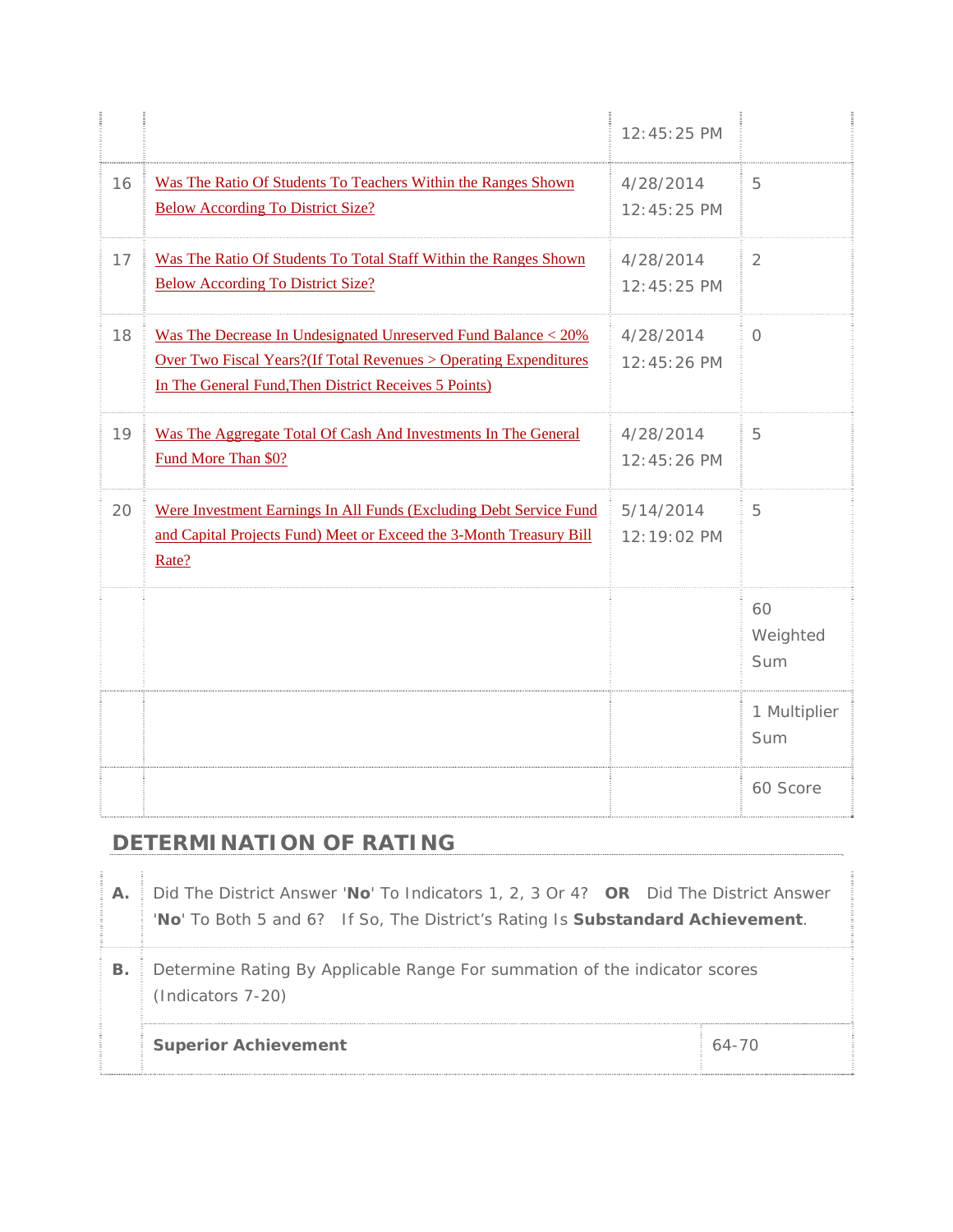| | | | |
|---|---|---|---|
| | | 12:45:25 PM | |
| 16 | Was The Ratio Of Students To Teachers Within the Ranges Shown Below According To District Size? | 4/28/2014 12:45:25 PM | 5 |
| 17 | Was The Ratio Of Students To Total Staff Within the Ranges Shown Below According To District Size? | 4/28/2014 12:45:25 PM | 2 |
| 18 | Was The Decrease In Undesignated Unreserved Fund Balance < 20% Over Two Fiscal Years?(If Total Revenues > Operating Expenditures In The General Fund,Then District Receives 5 Points) | 4/28/2014 12:45:26 PM | 0 |
| 19 | Was The Aggregate Total Of Cash And Investments In The General Fund More Than $0? | 4/28/2014 12:45:26 PM | 5 |
| 20 | Were Investment Earnings In All Funds (Excluding Debt Service Fund and Capital Projects Fund) Meet or Exceed the 3-Month Treasury Bill Rate? | 5/14/2014 12:19:02 PM | 5 |
| | | | 60 Weighted Sum |
| | | | 1 Multiplier Sum |
| | | | 60 Score |

## DETERMINATION OF RATING

| | | |
|---|---|---|
| **A.** | Did The District Answer '**No**' To Indicators 1, 2, 3 Or 4? **OR** Did The District Answer '**No**' To Both 5 and 6? If So, The District's Rating Is **Substandard Achievement**. | |
| **B.** | Determine Rating By Applicable Range For summation of the indicator scores (Indicators 7-20) | |
| | **Superior Achievement** | 64-70 |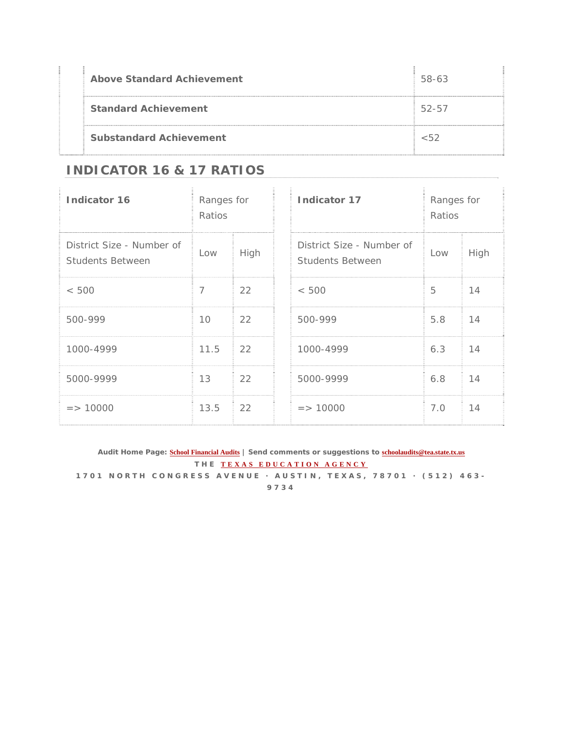| | |
|---|---|
| **Above Standard Achievement** | 58-63 |
| **Standard Achievement** | 52-57 |
| **Substandard Achievement** | <52 |

## INDICATOR 16 & 17 RATIOS

| **Indicator 16** | Ranges for Ratios | | **Indicator 17** | Ranges for Ratios | |
|---|---|---|---|---|---|
| District Size - Number of Students Between | Low | High | District Size - Number of Students Between | Low | High |
| < 500 | 7 | 22 | < 500 | 5 | 14 |
| 500-999 | 10 | 22 | 500-999 | 5.8 | 14 |
| 1000-4999 | 11.5 | 22 | 1000-4999 | 6.3 | 14 |
| 5000-9999 | 13 | 22 | 5000-9999 | 6.8 | 14 |
| => 10000 | 13.5 | 22 | => 10000 | 7.0 | 14 |

**Audit Home Page:** School Financial Audits | **Send comments or suggestions to** schoolaudits@tea.state.tx.us

**THE TEXAS EDUCATION AGENCY**

**1701 NORTH CONGRESS AVENUE · AUSTIN, TEXAS, 78701 · (512) 463-9734**